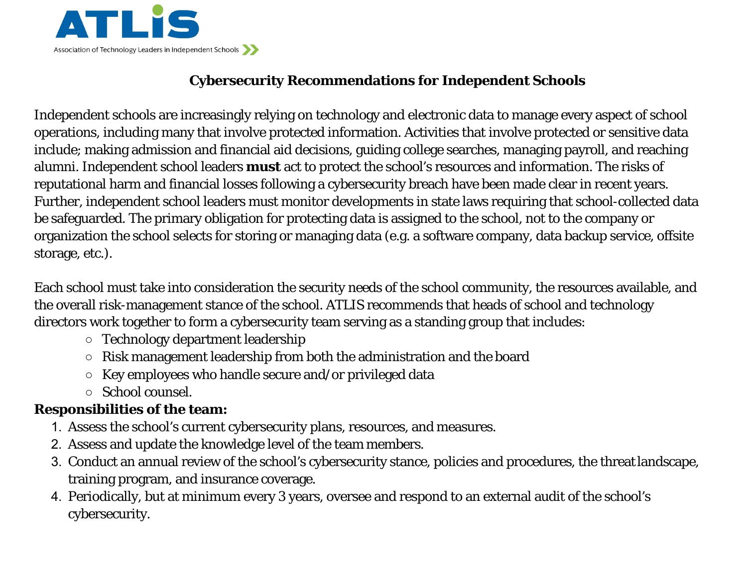ATLIS

Association of Technology Leaders in Independent Schools

# Cybersecurity Recommendations for Independent Schools

Independent schools are increasingly relying on technology and electronic data to manage every aspect of school operations, including many that involve protected information. Activities that involve protected or sensitive data include; making admission and financial aid decisions, guiding college searches, managing payroll, and reaching alumni. Independent school leaders **must** act to protect the school's resources and information. The risks of reputational harm and financial losses following a cybersecurity breach have been made clear in recent years. Further, independent school leaders must monitor developments in state laws requiring that school-collected data be safeguarded. The primary obligation for protecting data is assigned to the school, not to the company or organization the school selects for storing or managing data (e.g. a software company, data backup service, offsite storage, etc.).

Each school must take into consideration the security needs of the school community, the resources available, and the overall risk-management stance of the school. ATLIS recommends that heads of school and technology directors work together to form a cybersecurity team serving as a standing group that includes:

- Technology department leadership
- Risk management leadership from both the administration and the board
- Key employees who handle secure and/or privileged data
- School counsel.

**Responsibilities of the team:**

1. Assess the school's current cybersecurity plans, resources, and measures.
2. Assess and update the knowledge level of the team members.
3. Conduct an annual review of the school's cybersecurity stance, policies and procedures, the threat landscape, training program, and insurance coverage.
4. Periodically, but at minimum every 3 years, oversee and respond to an external audit of the school's cybersecurity.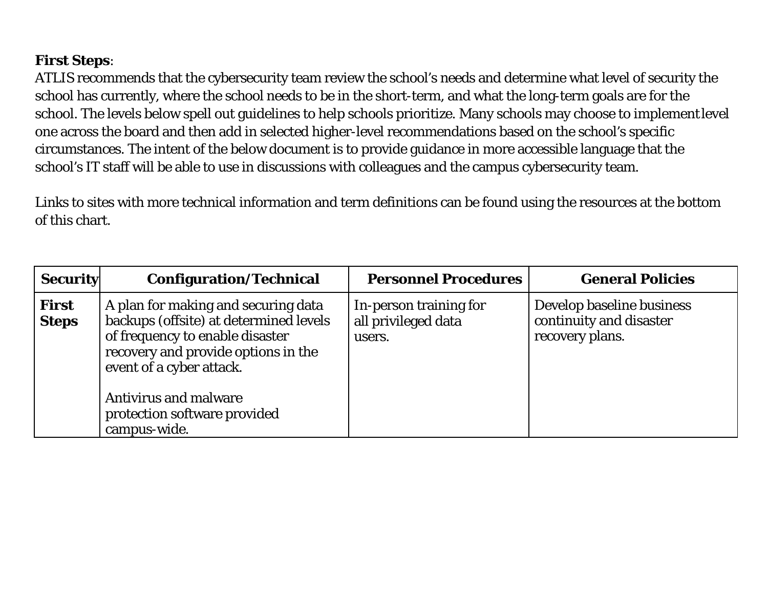**First Steps**:
ATLIS recommends that the cybersecurity team review the school's needs and determine what level of security the school has currently, where the school needs to be in the short-term, and what the long-term goals are for the school. The levels below spell out guidelines to help schools prioritize. Many schools may choose to implement level one across the board and then add in selected higher-level recommendations based on the school's specific circumstances. The intent of the below document is to provide guidance in more accessible language that the school's IT staff will be able to use in discussions with colleagues and the campus cybersecurity team.

Links to sites with more technical information and term definitions can be found using the resources at the bottom of this chart.

| Security | Configuration/Technical | Personnel Procedures | General Policies |
|---|---|---|---|
| **First Steps** | A plan for making and securing data backups (offsite) at determined levels of frequency to enable disaster recovery and provide options in the event of a cyber attack.<br><br>Antivirus and malware protection software provided campus-wide. | In-person training for all privileged data users. | Develop baseline business continuity and disaster recovery plans. |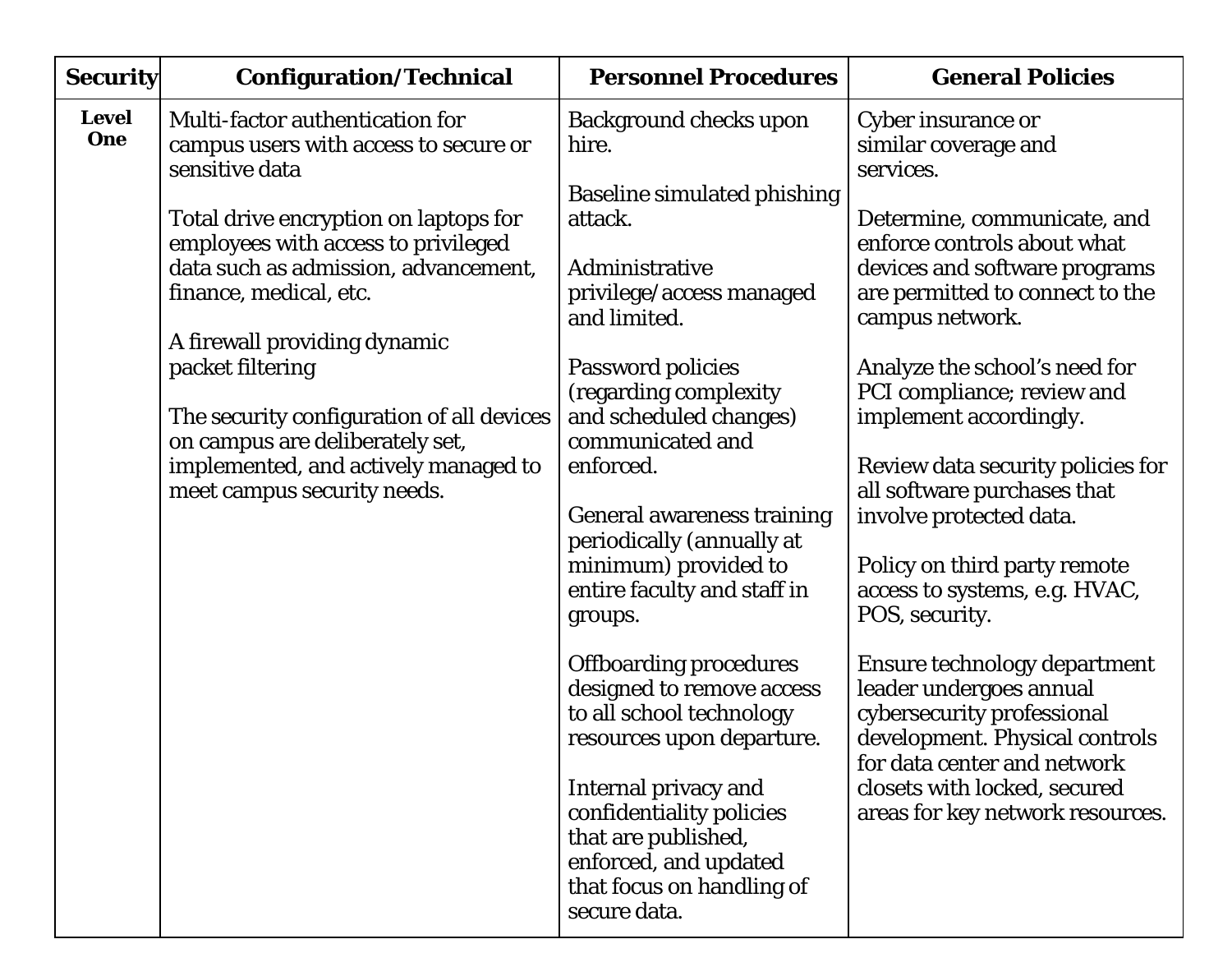| Security | Configuration/Technical | Personnel Procedures | General Policies |
|---|---|---|---|
| **Level One** | Multi-factor authentication for campus users with access to secure or sensitive data<br><br>Total drive encryption on laptops for employees with access to privileged data such as admission, advancement, finance, medical, etc.<br><br>A firewall providing dynamic packet filtering<br><br>The security configuration of all devices on campus are deliberately set, implemented, and actively managed to meet campus security needs. | Background checks upon hire.<br><br>Baseline simulated phishing attack.<br><br>Administrative privilege/access managed and limited.<br><br>Password policies (regarding complexity and scheduled changes) communicated and enforced.<br><br>General awareness training periodically (annually at minimum) provided to entire faculty and staff in groups.<br><br>Offboarding procedures designed to remove access to all school technology resources upon departure.<br><br>Internal privacy and confidentiality policies that are published, enforced, and updated that focus on handling of secure data. | Cyber insurance or similar coverage and services.<br><br>Determine, communicate, and enforce controls about what devices and software programs are permitted to connect to the campus network.<br><br>Analyze the school's need for PCI compliance; review and implement accordingly.<br><br>Review data security policies for all software purchases that involve protected data.<br><br>Policy on third party remote access to systems, e.g. HVAC, POS, security.<br><br>Ensure technology department leader undergoes annual cybersecurity professional development. Physical controls for data center and network closets with locked, secured areas for key network resources. |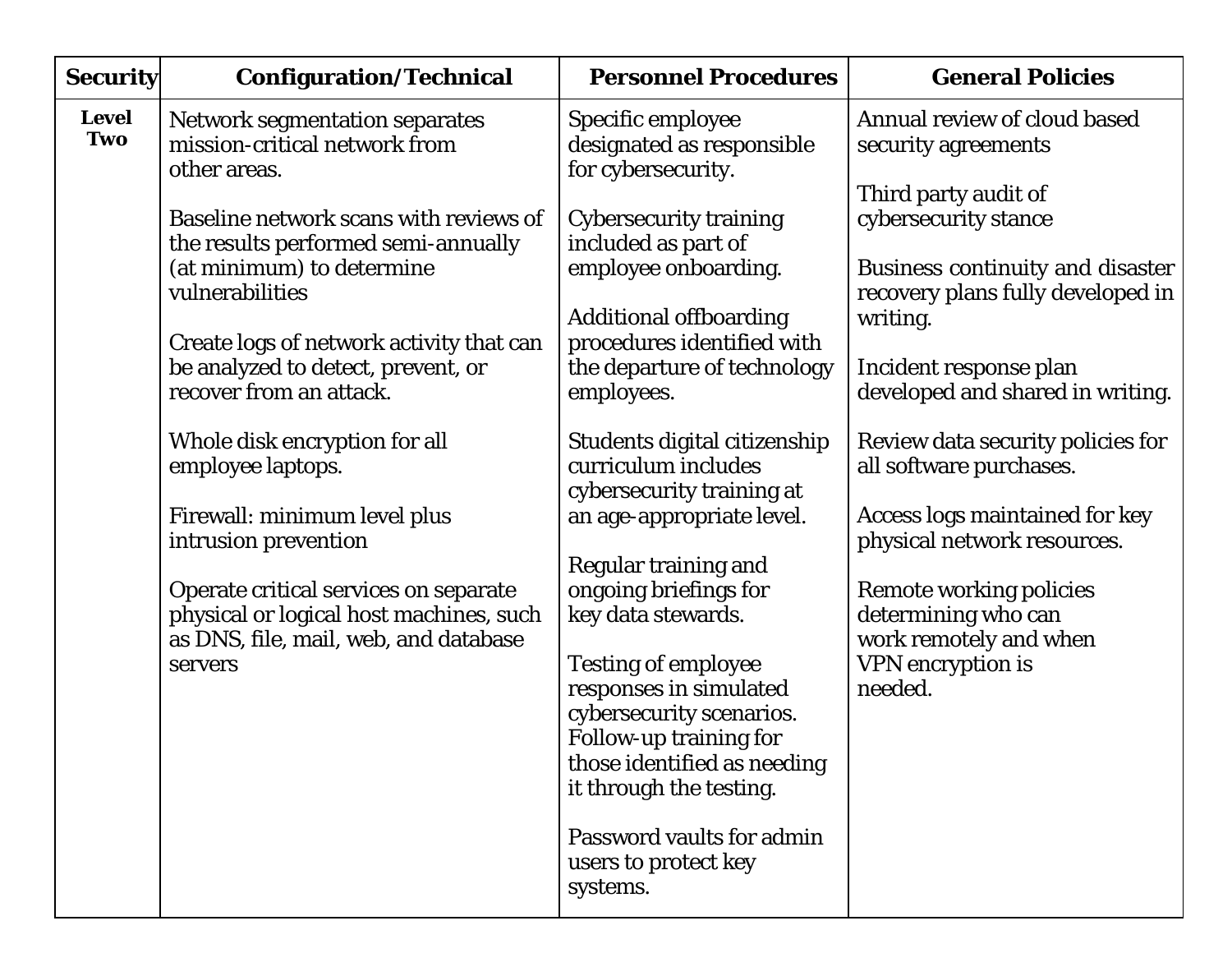| Security | Configuration/Technical | Personnel Procedures | General Policies |
|---|---|---|---|
| **Level Two** | Network segmentation separates mission-critical network from other areas.<br><br>Baseline network scans with reviews of the results performed semi-annually (at minimum) to determine vulnerabilities<br><br>Create logs of network activity that can be analyzed to detect, prevent, or recover from an attack.<br><br>Whole disk encryption for all employee laptops.<br><br>Firewall: minimum level plus intrusion prevention<br><br>Operate critical services on separate physical or logical host machines, such as DNS, file, mail, web, and database servers | Specific employee designated as responsible for cybersecurity.<br><br>Cybersecurity training included as part of employee onboarding.<br><br>Additional offboarding procedures identified with the departure of technology employees.<br><br>Students digital citizenship curriculum includes cybersecurity training at an age-appropriate level.<br><br>Regular training and ongoing briefings for key data stewards.<br><br>Testing of employee responses in simulated cybersecurity scenarios. Follow-up training for those identified as needing it through the testing.<br><br>Password vaults for admin users to protect key systems. | Annual review of cloud based security agreements<br><br>Third party audit of cybersecurity stance<br><br>Business continuity and disaster recovery plans fully developed in writing.<br><br>Incident response plan developed and shared in writing.<br><br>Review data security policies for all software purchases.<br><br>Access logs maintained for key physical network resources.<br><br>Remote working policies determining who can work remotely and when VPN encryption is needed. |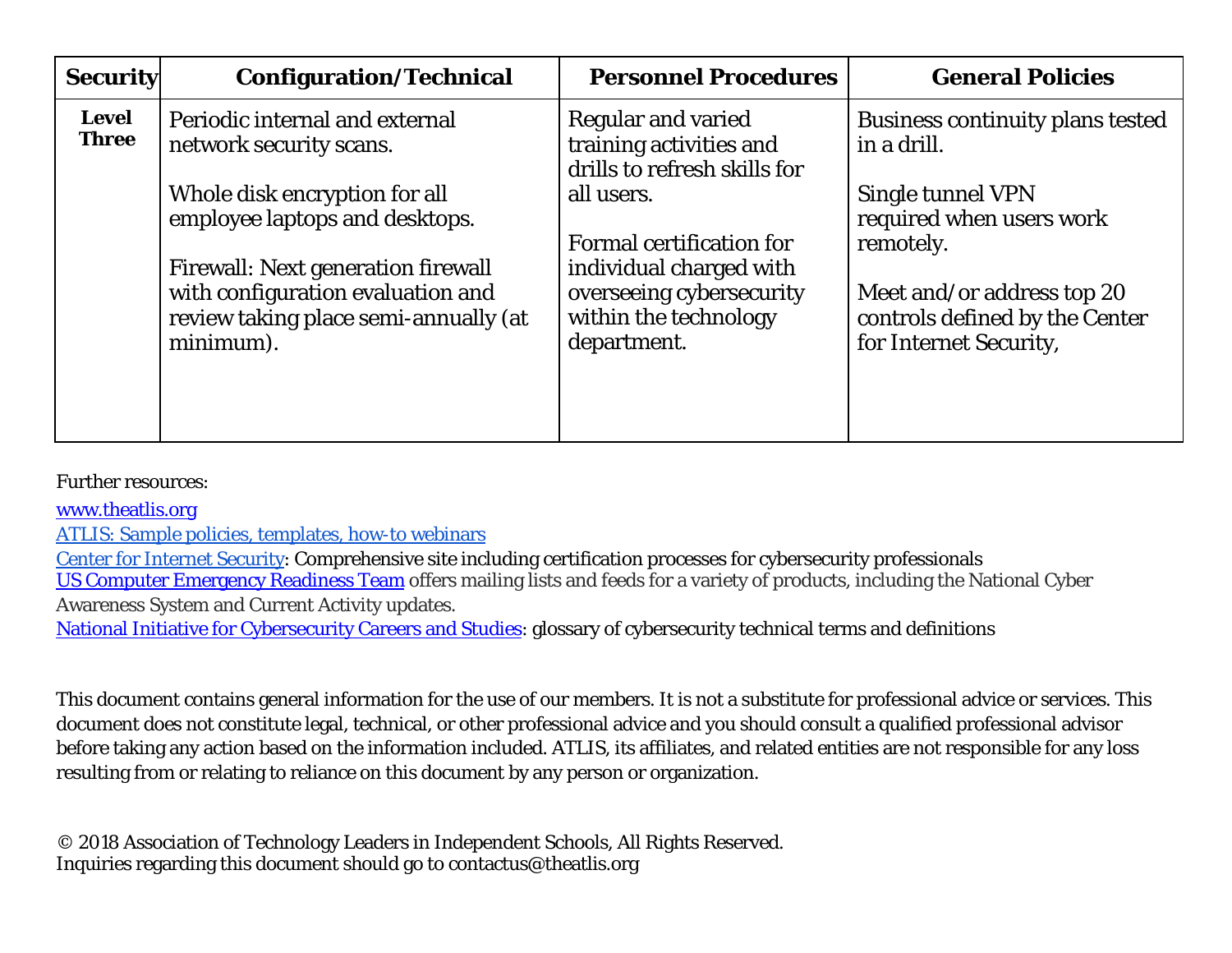| Security | Configuration/Technical | Personnel Procedures | General Policies |
|---|---|---|---|
| **Level Three** | Periodic internal and external network security scans.<br><br>Whole disk encryption for all employee laptops and desktops.<br><br>Firewall: Next generation firewall with configuration evaluation and review taking place semi-annually (at minimum). | Regular and varied training activities and drills to refresh skills for all users.<br><br>Formal certification for individual charged with overseeing cybersecurity within the technology department. | Business continuity plans tested in a drill.<br><br>Single tunnel VPN required when users work remotely.<br><br>Meet and/or address top 20 controls defined by the Center for Internet Security, |

Further resources:

[www.theatlis.org](www.theatlis.org)

ATLIS: Sample policies, templates, how-to webinars

Center for Internet Security: Comprehensive site including certification processes for cybersecurity professionals

US Computer Emergency Readiness Team offers mailing lists and feeds for a variety of products, including the National Cyber Awareness System and Current Activity updates.

National Initiative for Cybersecurity Careers and Studies: glossary of cybersecurity technical terms and definitions

This document contains general information for the use of our members. It is not a substitute for professional advice or services. This document does not constitute legal, technical, or other professional advice and you should consult a qualified professional advisor before taking any action based on the information included. ATLIS, its affiliates, and related entities are not responsible for any loss resulting from or relating to reliance on this document by any person or organization.

© 2018 Association of Technology Leaders in Independent Schools, All Rights Reserved.
Inquiries regarding this document should go to contactus@theatlis.org